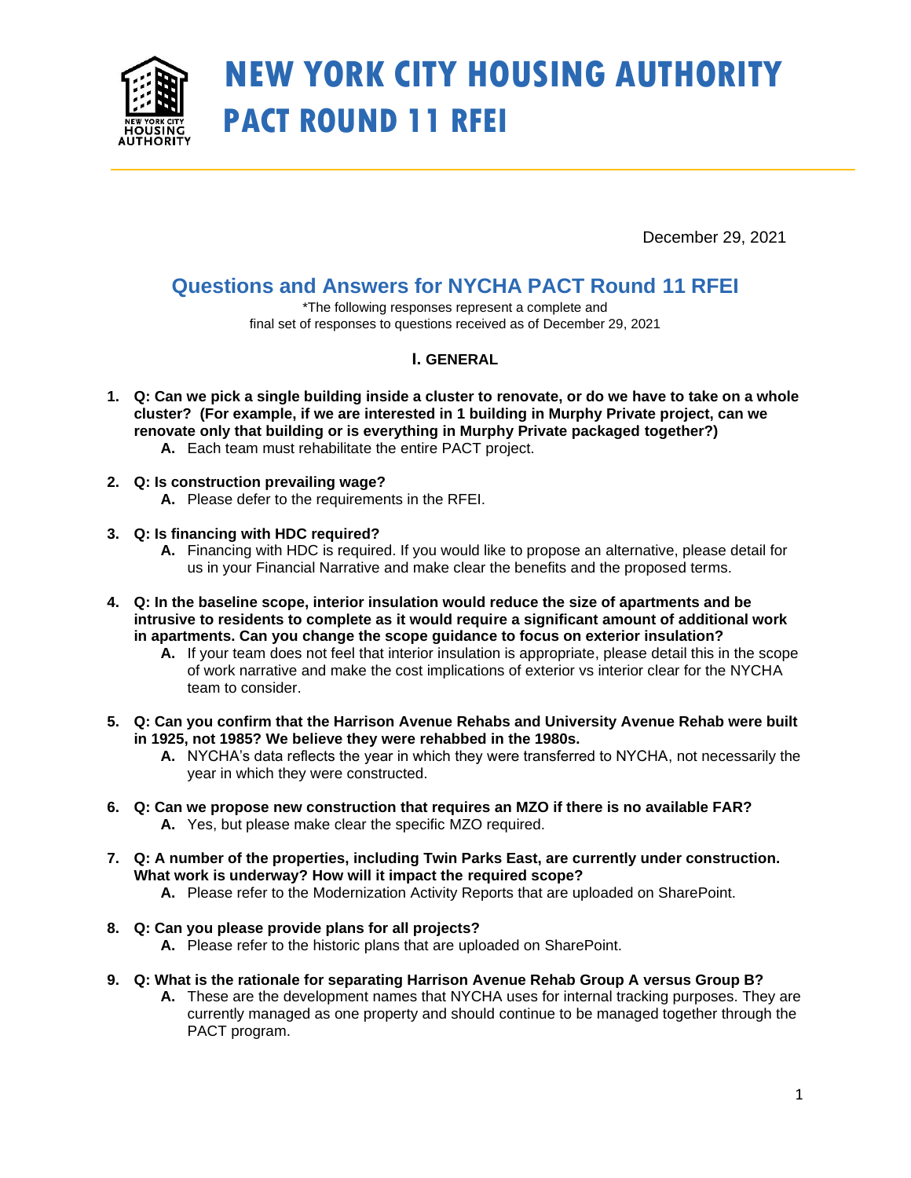# NEW YORK CITY HOUSING AUTHORITY
# PACT ROUND 11 RFEI

December 29, 2021

## Questions and Answers for NYCHA PACT Round 11 RFEI

*The following responses represent a complete and final set of responses to questions received as of December 29, 2021

### I. GENERAL

1. **Q: Can we pick a single building inside a cluster to renovate, or do we have to take on a whole cluster? (For example, if we are interested in 1 building in Murphy Private project, can we renovate only that building or is everything in Murphy Private packaged together?)**
   - **A.** Each team must rehabilitate the entire PACT project.

2. **Q: Is construction prevailing wage?**
   - **A.** Please defer to the requirements in the RFEI.

3. **Q: Is financing with HDC required?**
   - **A.** Financing with HDC is required. If you would like to propose an alternative, please detail for us in your Financial Narrative and make clear the benefits and the proposed terms.

4. **Q: In the baseline scope, interior insulation would reduce the size of apartments and be intrusive to residents to complete as it would require a significant amount of additional work in apartments. Can you change the scope guidance to focus on exterior insulation?**
   - **A.** If your team does not feel that interior insulation is appropriate, please detail this in the scope of work narrative and make the cost implications of exterior vs interior clear for the NYCHA team to consider.

5. **Q: Can you confirm that the Harrison Avenue Rehabs and University Avenue Rehab were built in 1925, not 1985? We believe they were rehabbed in the 1980s.**
   - **A.** NYCHA's data reflects the year in which they were transferred to NYCHA, not necessarily the year in which they were constructed.

6. **Q: Can we propose new construction that requires an MZO if there is no available FAR?**
   - **A.** Yes, but please make clear the specific MZO required.

7. **Q: A number of the properties, including Twin Parks East, are currently under construction. What work is underway? How will it impact the required scope?**
   - **A.** Please refer to the Modernization Activity Reports that are uploaded on SharePoint.

8. **Q: Can you please provide plans for all projects?**
   - **A.** Please refer to the historic plans that are uploaded on SharePoint.

9. **Q: What is the rationale for separating Harrison Avenue Rehab Group A versus Group B?**
   - **A.** These are the development names that NYCHA uses for internal tracking purposes. They are currently managed as one property and should continue to be managed together through the PACT program.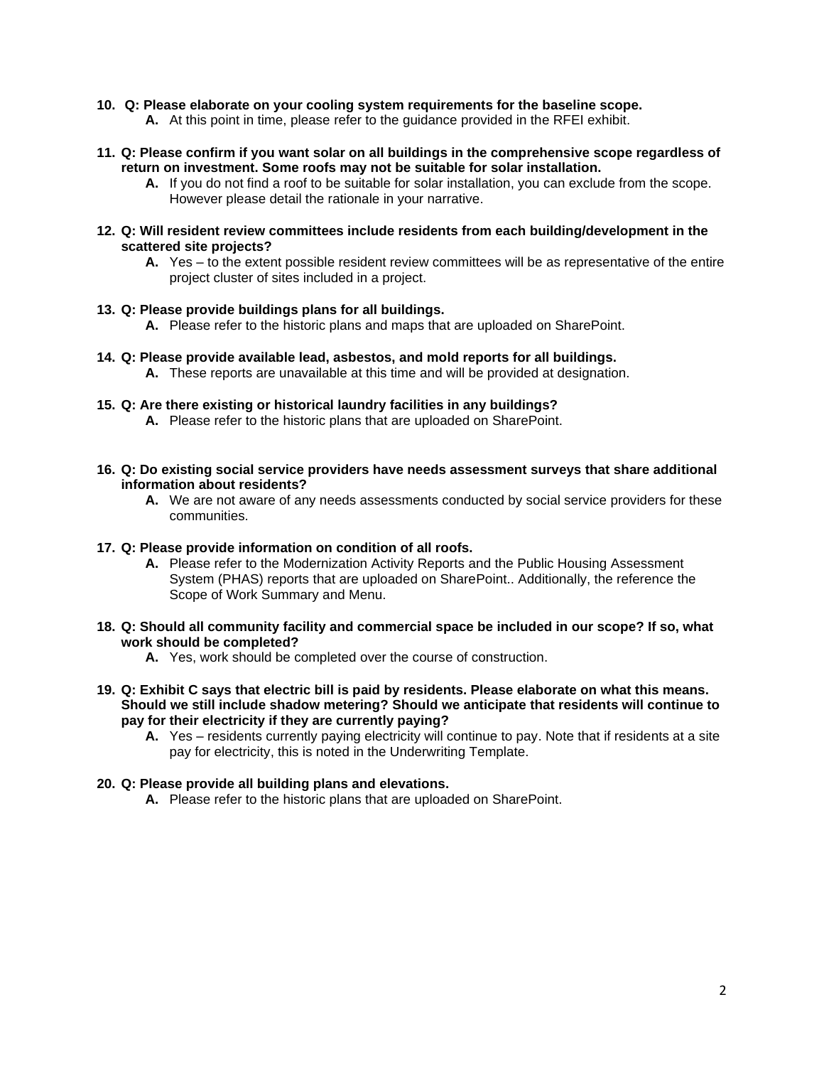10. **Q: Please elaborate on your cooling system requirements for the baseline scope.**
    - **A.** At this point in time, please refer to the guidance provided in the RFEI exhibit.

11. **Q: Please confirm if you want solar on all buildings in the comprehensive scope regardless of return on investment. Some roofs may not be suitable for solar installation.**
    - **A.** If you do not find a roof to be suitable for solar installation, you can exclude from the scope. However please detail the rationale in your narrative.

12. **Q: Will resident review committees include residents from each building/development in the scattered site projects?**
    - **A.** Yes – to the extent possible resident review committees will be as representative of the entire project cluster of sites included in a project.

13. **Q: Please provide buildings plans for all buildings.**
    - **A.** Please refer to the historic plans and maps that are uploaded on SharePoint.

14. **Q: Please provide available lead, asbestos, and mold reports for all buildings.**
    - **A.** These reports are unavailable at this time and will be provided at designation.

15. **Q: Are there existing or historical laundry facilities in any buildings?**
    - **A.** Please refer to the historic plans that are uploaded on SharePoint.

16. **Q: Do existing social service providers have needs assessment surveys that share additional information about residents?**
    - **A.** We are not aware of any needs assessments conducted by social service providers for these communities.

17. **Q: Please provide information on condition of all roofs.**
    - **A.** Please refer to the Modernization Activity Reports and the Public Housing Assessment System (PHAS) reports that are uploaded on SharePoint.. Additionally, the reference the Scope of Work Summary and Menu.

18. **Q: Should all community facility and commercial space be included in our scope? If so, what work should be completed?**
    - **A.** Yes, work should be completed over the course of construction.

19. **Q: Exhibit C says that electric bill is paid by residents. Please elaborate on what this means. Should we still include shadow metering? Should we anticipate that residents will continue to pay for their electricity if they are currently paying?**
    - **A.** Yes – residents currently paying electricity will continue to pay. Note that if residents at a site pay for electricity, this is noted in the Underwriting Template.

20. **Q: Please provide all building plans and elevations.**
    - **A.** Please refer to the historic plans that are uploaded on SharePoint.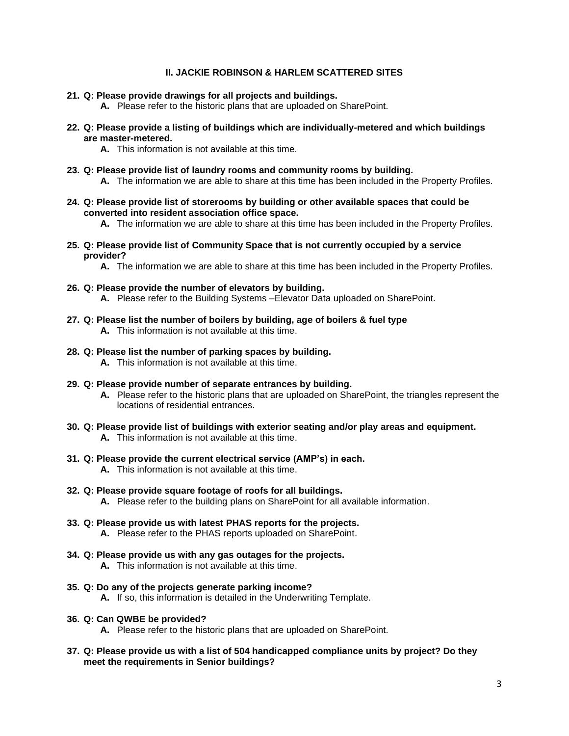## II. JACKIE ROBINSON & HARLEM SCATTERED SITES

21. **Q: Please provide drawings for all projects and buildings.**
    - **A.** Please refer to the historic plans that are uploaded on SharePoint.

22. **Q: Please provide a listing of buildings which are individually-metered and which buildings are master-metered.**
    - **A.** This information is not available at this time.

23. **Q: Please provide list of laundry rooms and community rooms by building.**
    - **A.** The information we are able to share at this time has been included in the Property Profiles.

24. **Q: Please provide list of storerooms by building or other available spaces that could be converted into resident association office space.**
    - **A.** The information we are able to share at this time has been included in the Property Profiles.

25. **Q: Please provide list of Community Space that is not currently occupied by a service provider?**
    - **A.** The information we are able to share at this time has been included in the Property Profiles.

26. **Q: Please provide the number of elevators by building.**
    - **A.** Please refer to the Building Systems –Elevator Data uploaded on SharePoint.

27. **Q: Please list the number of boilers by building, age of boilers & fuel type**
    - **A.** This information is not available at this time.

28. **Q: Please list the number of parking spaces by building.**
    - **A.** This information is not available at this time.

29. **Q: Please provide number of separate entrances by building.**
    - **A.** Please refer to the historic plans that are uploaded on SharePoint, the triangles represent the locations of residential entrances.

30. **Q: Please provide list of buildings with exterior seating and/or play areas and equipment.**
    - **A.** This information is not available at this time.

31. **Q: Please provide the current electrical service (AMP's) in each.**
    - **A.** This information is not available at this time.

32. **Q: Please provide square footage of roofs for all buildings.**
    - **A.** Please refer to the building plans on SharePoint for all available information.

33. **Q: Please provide us with latest PHAS reports for the projects.**
    - **A.** Please refer to the PHAS reports uploaded on SharePoint.

34. **Q: Please provide us with any gas outages for the projects.**
    - **A.** This information is not available at this time.

35. **Q: Do any of the projects generate parking income?**
    - **A.** If so, this information is detailed in the Underwriting Template.

36. **Q: Can QWBE be provided?**
    - **A.** Please refer to the historic plans that are uploaded on SharePoint.

37. **Q: Please provide us with a list of 504 handicapped compliance units by project? Do they meet the requirements in Senior buildings?**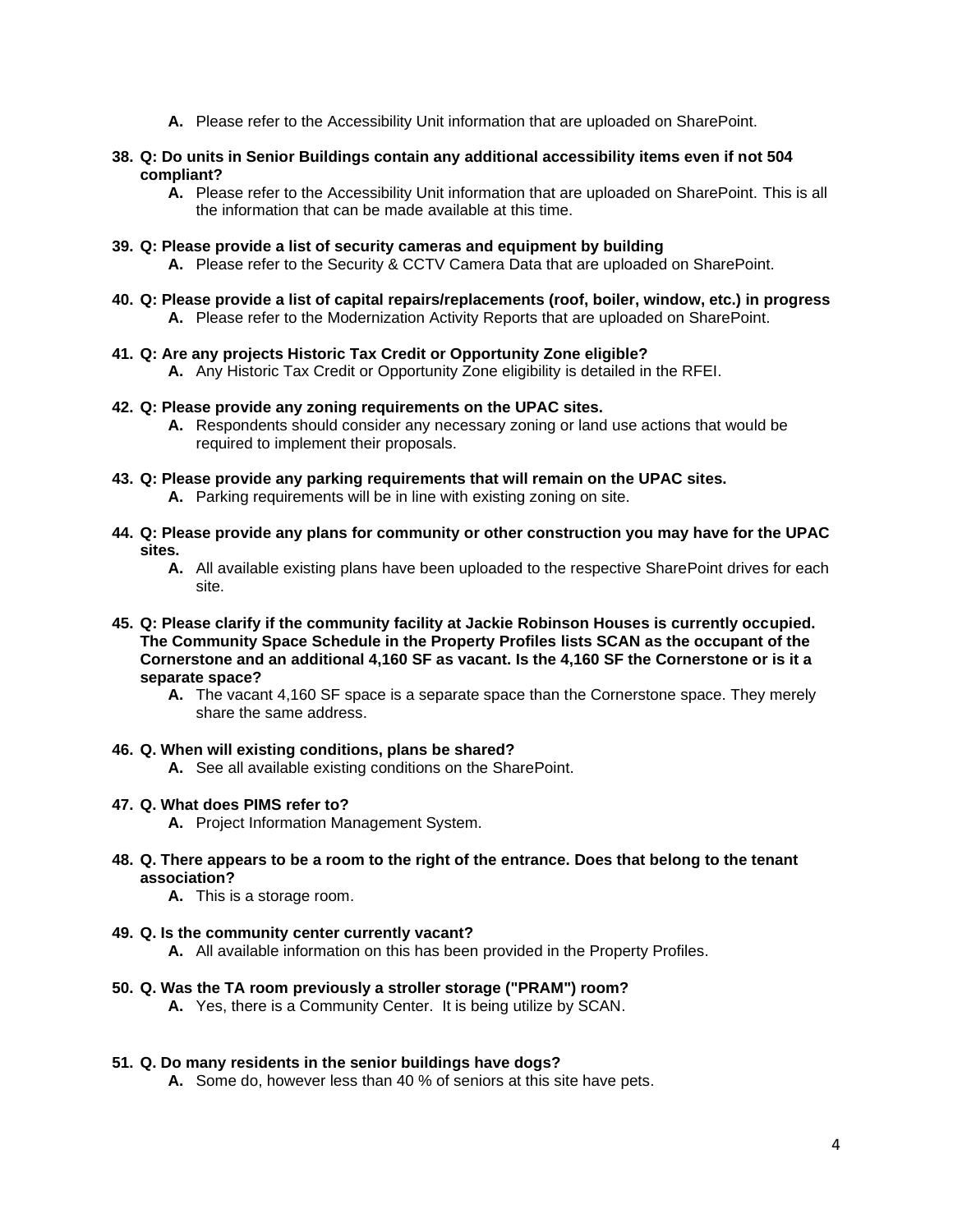**A.** Please refer to the Accessibility Unit information that are uploaded on SharePoint.

38. **Q: Do units in Senior Buildings contain any additional accessibility items even if not 504 compliant?**
   **A.** Please refer to the Accessibility Unit information that are uploaded on SharePoint. This is all the information that can be made available at this time.

39. **Q: Please provide a list of security cameras and equipment by building**
   **A.** Please refer to the Security & CCTV Camera Data that are uploaded on SharePoint.

40. **Q: Please provide a list of capital repairs/replacements (roof, boiler, window, etc.) in progress**
   **A.** Please refer to the Modernization Activity Reports that are uploaded on SharePoint.

41. **Q: Are any projects Historic Tax Credit or Opportunity Zone eligible?**
   **A.** Any Historic Tax Credit or Opportunity Zone eligibility is detailed in the RFEI.

42. **Q: Please provide any zoning requirements on the UPAC sites.**
   **A.** Respondents should consider any necessary zoning or land use actions that would be required to implement their proposals.

43. **Q: Please provide any parking requirements that will remain on the UPAC sites.**
   **A.** Parking requirements will be in line with existing zoning on site.

44. **Q: Please provide any plans for community or other construction you may have for the UPAC sites.**
   **A.** All available existing plans have been uploaded to the respective SharePoint drives for each site.

45. **Q: Please clarify if the community facility at Jackie Robinson Houses is currently occupied. The Community Space Schedule in the Property Profiles lists SCAN as the occupant of the Cornerstone and an additional 4,160 SF as vacant. Is the 4,160 SF the Cornerstone or is it a separate space?**
   **A.** The vacant 4,160 SF space is a separate space than the Cornerstone space. They merely share the same address.

46. **Q. When will existing conditions, plans be shared?**
   **A.** See all available existing conditions on the SharePoint.

47. **Q. What does PIMS refer to?**
   **A.** Project Information Management System.

48. **Q. There appears to be a room to the right of the entrance. Does that belong to the tenant association?**
   **A.** This is a storage room.

49. **Q. Is the community center currently vacant?**
   **A.** All available information on this has been provided in the Property Profiles.

50. **Q. Was the TA room previously a stroller storage ("PRAM") room?**
   **A.** Yes, there is a Community Center. It is being utilize by SCAN.

51. **Q. Do many residents in the senior buildings have dogs?**
   **A.** Some do, however less than 40 % of seniors at this site have pets.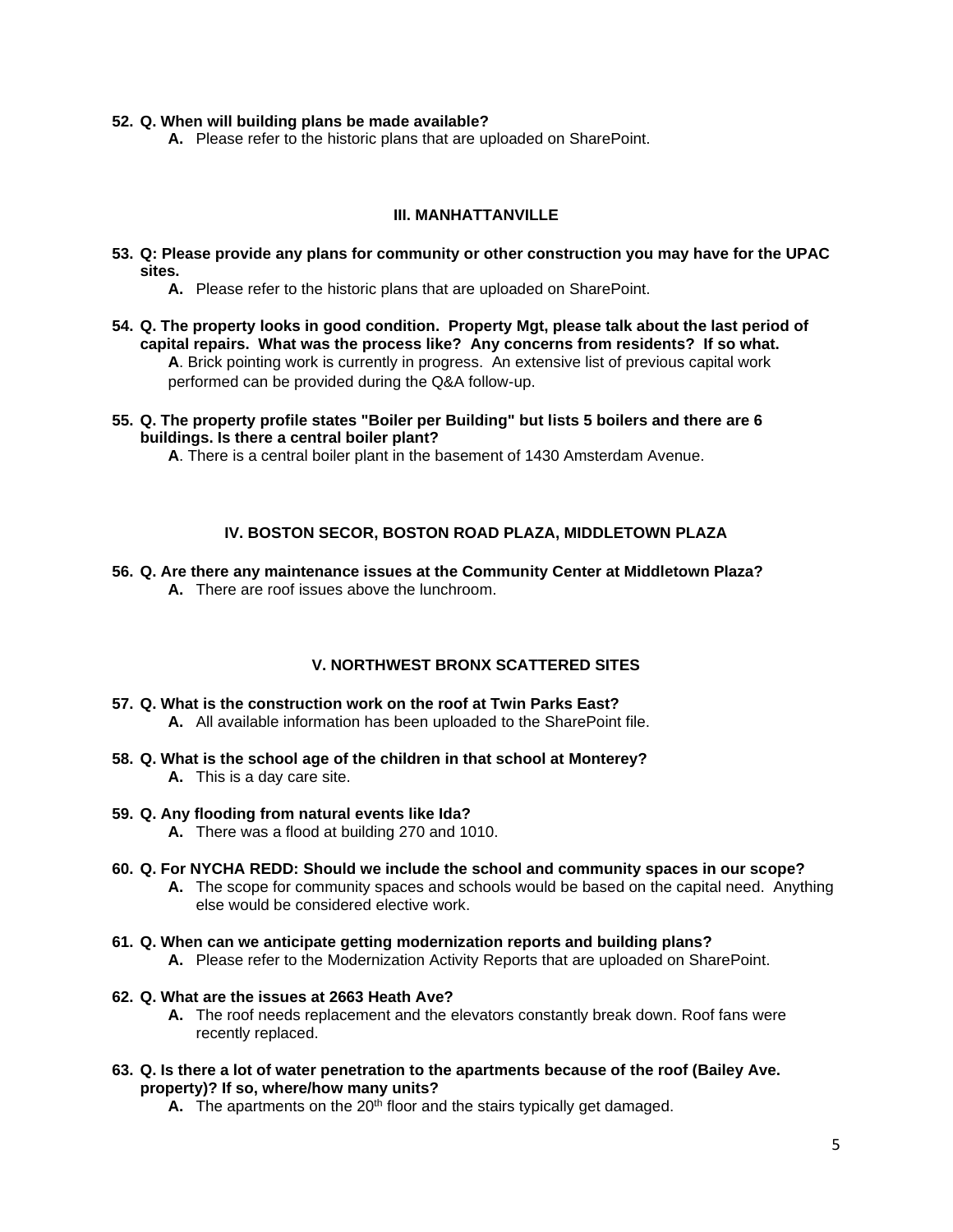**52. Q. When will building plans be made available?**

**A.** Please refer to the historic plans that are uploaded on SharePoint.

## III. MANHATTANVILLE

**53. Q: Please provide any plans for community or other construction you may have for the UPAC sites.**

**A.** Please refer to the historic plans that are uploaded on SharePoint.

**54. Q. The property looks in good condition. Property Mgt, please talk about the last period of capital repairs. What was the process like? Any concerns from residents? If so what.**

**A**. Brick pointing work is currently in progress. An extensive list of previous capital work performed can be provided during the Q&A follow-up.

**55. Q. The property profile states "Boiler per Building" but lists 5 boilers and there are 6 buildings. Is there a central boiler plant?**

**A**. There is a central boiler plant in the basement of 1430 Amsterdam Avenue.

## IV. BOSTON SECOR, BOSTON ROAD PLAZA, MIDDLETOWN PLAZA

**56. Q. Are there any maintenance issues at the Community Center at Middletown Plaza?**

**A.** There are roof issues above the lunchroom.

## V. NORTHWEST BRONX SCATTERED SITES

**57. Q. What is the construction work on the roof at Twin Parks East?**

**A.** All available information has been uploaded to the SharePoint file.

**58. Q. What is the school age of the children in that school at Monterey?**

**A.** This is a day care site.

**59. Q. Any flooding from natural events like Ida?**

**A.** There was a flood at building 270 and 1010.

**60. Q. For NYCHA REDD: Should we include the school and community spaces in our scope?**

**A.** The scope for community spaces and schools would be based on the capital need. Anything else would be considered elective work.

**61. Q. When can we anticipate getting modernization reports and building plans?**

**A.** Please refer to the Modernization Activity Reports that are uploaded on SharePoint.

**62. Q. What are the issues at 2663 Heath Ave?**

**A.** The roof needs replacement and the elevators constantly break down. Roof fans were recently replaced.

**63. Q. Is there a lot of water penetration to the apartments because of the roof (Bailey Ave. property)? If so, where/how many units?**

**A.** The apartments on the 20th floor and the stairs typically get damaged.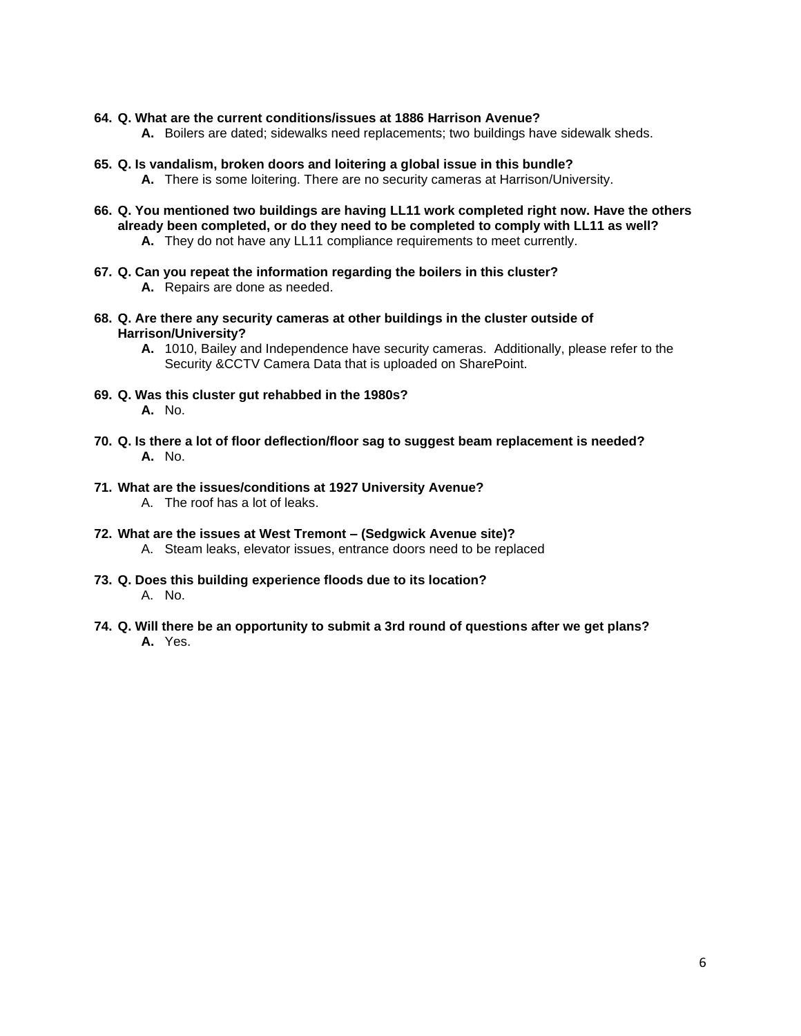**64. Q. What are the current conditions/issues at 1886 Harrison Avenue?**

- **A.** Boilers are dated; sidewalks need replacements; two buildings have sidewalk sheds.

**65. Q. Is vandalism, broken doors and loitering a global issue in this bundle?**

- **A.** There is some loitering. There are no security cameras at Harrison/University.

**66. Q. You mentioned two buildings are having LL11 work completed right now. Have the others already been completed, or do they need to be completed to comply with LL11 as well?**

- **A.** They do not have any LL11 compliance requirements to meet currently.

**67. Q. Can you repeat the information regarding the boilers in this cluster?**

- **A.** Repairs are done as needed.

**68. Q. Are there any security cameras at other buildings in the cluster outside of Harrison/University?**

- **A.** 1010, Bailey and Independence have security cameras. Additionally, please refer to the Security &CCTV Camera Data that is uploaded on SharePoint.

**69. Q. Was this cluster gut rehabbed in the 1980s?**

- **A.** No.

**70. Q. Is there a lot of floor deflection/floor sag to suggest beam replacement is needed?**

- **A.** No.

**71. What are the issues/conditions at 1927 University Avenue?**

- A. The roof has a lot of leaks.

**72. What are the issues at West Tremont – (Sedgwick Avenue site)?**

- A. Steam leaks, elevator issues, entrance doors need to be replaced

**73. Q. Does this building experience floods due to its location?**

- A. No.

**74. Q. Will there be an opportunity to submit a 3rd round of questions after we get plans?**

- **A.** Yes.